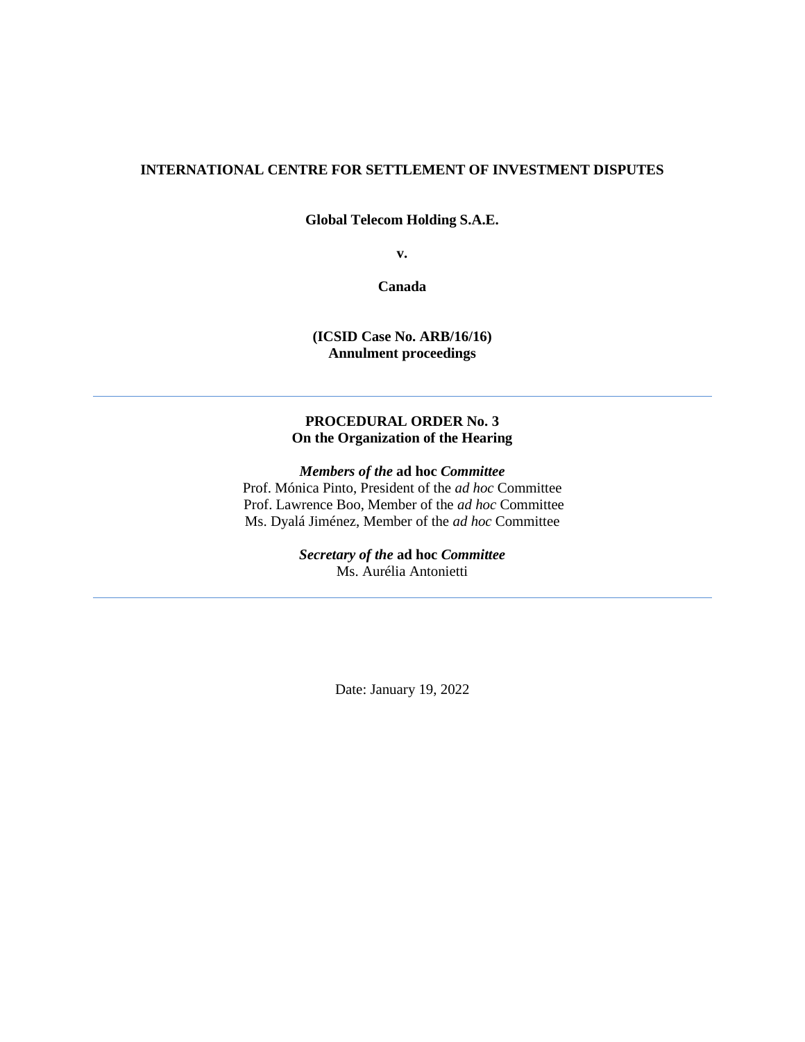**INTERNATIONAL CENTRE FOR SETTLEMENT OF INVESTMENT DISPUTES**

**Global Telecom Holding S.A.E.**

**v.**

**Canada**

**(ICSID Case No. ARB/16/16)**
**Annulment proceedings**

---

**PROCEDURAL ORDER No. 3**
**On the Organization of the Hearing**

***Members of the* ad hoc *Committee***
Prof. Mónica Pinto, President of the *ad hoc* Committee
Prof. Lawrence Boo, Member of the *ad hoc* Committee
Ms. Dyalá Jiménez, Member of the *ad hoc* Committee

***Secretary of the* ad hoc *Committee***
Ms. Aurélia Antonietti

---

Date: January 19, 2022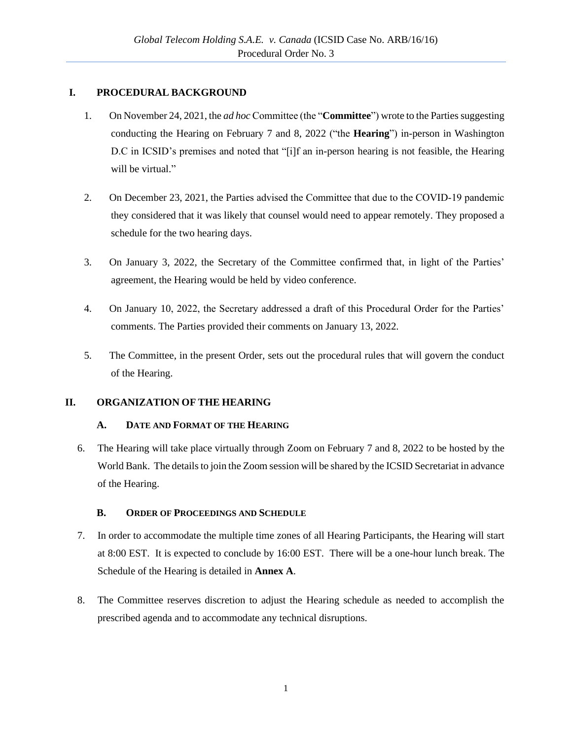## I. PROCEDURAL BACKGROUND

1. On November 24, 2021, the *ad hoc* Committee (the "**Committee**") wrote to the Parties suggesting conducting the Hearing on February 7 and 8, 2022 ("the **Hearing**") in-person in Washington D.C in ICSID's premises and noted that "[i]f an in-person hearing is not feasible, the Hearing will be virtual."

2. On December 23, 2021, the Parties advised the Committee that due to the COVID-19 pandemic they considered that it was likely that counsel would need to appear remotely. They proposed a schedule for the two hearing days.

3. On January 3, 2022, the Secretary of the Committee confirmed that, in light of the Parties' agreement, the Hearing would be held by video conference.

4. On January 10, 2022, the Secretary addressed a draft of this Procedural Order for the Parties' comments. The Parties provided their comments on January 13, 2022.

5. The Committee, in the present Order, sets out the procedural rules that will govern the conduct of the Hearing.

## II. ORGANIZATION OF THE HEARING

### A. DATE AND FORMAT OF THE HEARING

6. The Hearing will take place virtually through Zoom on February 7 and 8, 2022 to be hosted by the World Bank. The details to join the Zoom session will be shared by the ICSID Secretariat in advance of the Hearing.

### B. ORDER OF PROCEEDINGS AND SCHEDULE

7. In order to accommodate the multiple time zones of all Hearing Participants, the Hearing will start at 8:00 EST. It is expected to conclude by 16:00 EST. There will be a one-hour lunch break. The Schedule of the Hearing is detailed in **Annex A**.

8. The Committee reserves discretion to adjust the Hearing schedule as needed to accomplish the prescribed agenda and to accommodate any technical disruptions.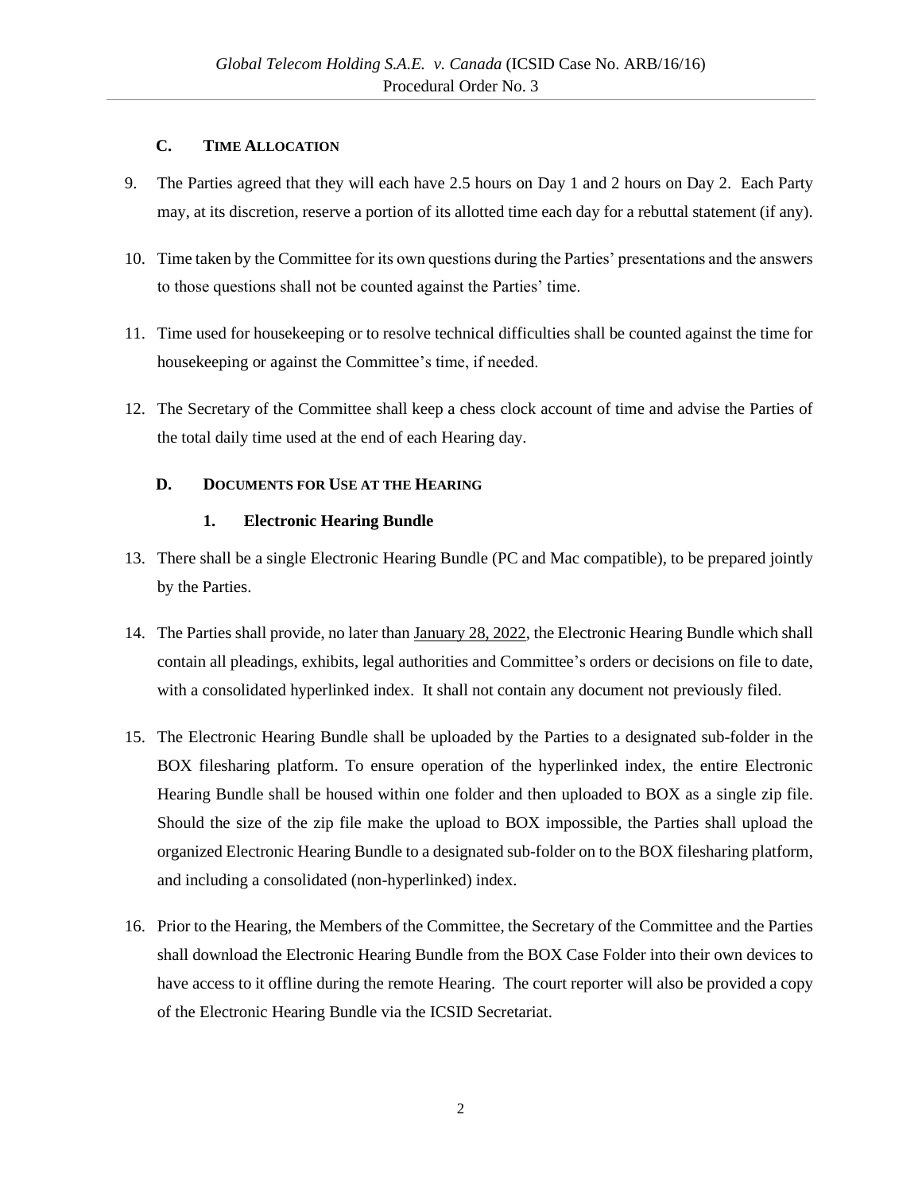### C. TIME ALLOCATION

9. The Parties agreed that they will each have 2.5 hours on Day 1 and 2 hours on Day 2. Each Party may, at its discretion, reserve a portion of its allotted time each day for a rebuttal statement (if any).

10. Time taken by the Committee for its own questions during the Parties' presentations and the answers to those questions shall not be counted against the Parties' time.

11. Time used for housekeeping or to resolve technical difficulties shall be counted against the time for housekeeping or against the Committee's time, if needed.

12. The Secretary of the Committee shall keep a chess clock account of time and advise the Parties of the total daily time used at the end of each Hearing day.

### D. DOCUMENTS FOR USE AT THE HEARING

#### 1. Electronic Hearing Bundle

13. There shall be a single Electronic Hearing Bundle (PC and Mac compatible), to be prepared jointly by the Parties.

14. The Parties shall provide, no later than January 28, 2022, the Electronic Hearing Bundle which shall contain all pleadings, exhibits, legal authorities and Committee's orders or decisions on file to date, with a consolidated hyperlinked index. It shall not contain any document not previously filed.

15. The Electronic Hearing Bundle shall be uploaded by the Parties to a designated sub-folder in the BOX filesharing platform. To ensure operation of the hyperlinked index, the entire Electronic Hearing Bundle shall be housed within one folder and then uploaded to BOX as a single zip file. Should the size of the zip file make the upload to BOX impossible, the Parties shall upload the organized Electronic Hearing Bundle to a designated sub-folder on to the BOX filesharing platform, and including a consolidated (non-hyperlinked) index.

16. Prior to the Hearing, the Members of the Committee, the Secretary of the Committee and the Parties shall download the Electronic Hearing Bundle from the BOX Case Folder into their own devices to have access to it offline during the remote Hearing. The court reporter will also be provided a copy of the Electronic Hearing Bundle via the ICSID Secretariat.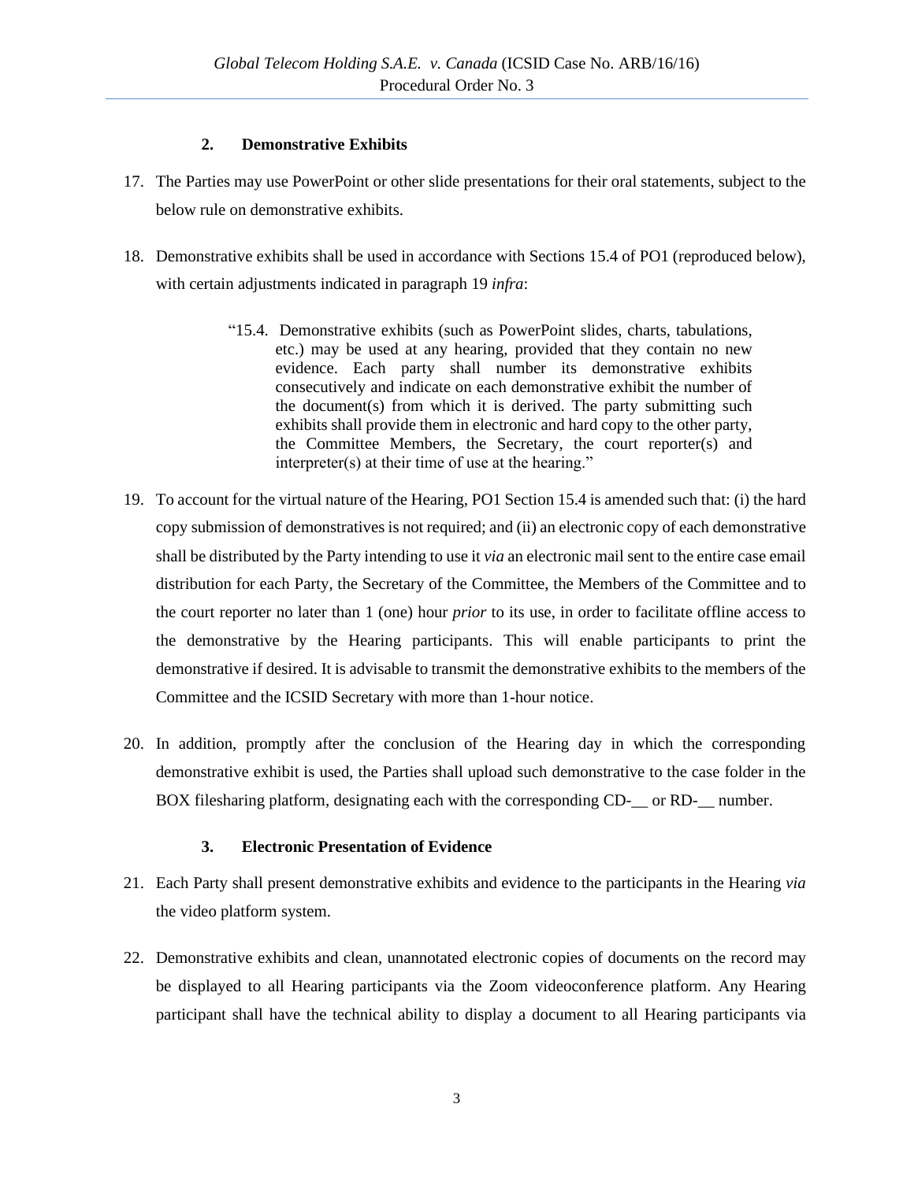### 2. Demonstrative Exhibits

17. The Parties may use PowerPoint or other slide presentations for their oral statements, subject to the below rule on demonstrative exhibits.

18. Demonstrative exhibits shall be used in accordance with Sections 15.4 of PO1 (reproduced below), with certain adjustments indicated in paragraph 19 *infra*:

> "15.4. Demonstrative exhibits (such as PowerPoint slides, charts, tabulations, etc.) may be used at any hearing, provided that they contain no new evidence. Each party shall number its demonstrative exhibits consecutively and indicate on each demonstrative exhibit the number of the document(s) from which it is derived. The party submitting such exhibits shall provide them in electronic and hard copy to the other party, the Committee Members, the Secretary, the court reporter(s) and interpreter(s) at their time of use at the hearing."

19. To account for the virtual nature of the Hearing, PO1 Section 15.4 is amended such that: (i) the hard copy submission of demonstratives is not required; and (ii) an electronic copy of each demonstrative shall be distributed by the Party intending to use it *via* an electronic mail sent to the entire case email distribution for each Party, the Secretary of the Committee, the Members of the Committee and to the court reporter no later than 1 (one) hour *prior* to its use, in order to facilitate offline access to the demonstrative by the Hearing participants. This will enable participants to print the demonstrative if desired. It is advisable to transmit the demonstrative exhibits to the members of the Committee and the ICSID Secretary with more than 1-hour notice.

20. In addition, promptly after the conclusion of the Hearing day in which the corresponding demonstrative exhibit is used, the Parties shall upload such demonstrative to the case folder in the BOX filesharing platform, designating each with the corresponding CD-__ or RD-__ number.

### 3. Electronic Presentation of Evidence

21. Each Party shall present demonstrative exhibits and evidence to the participants in the Hearing *via* the video platform system.

22. Demonstrative exhibits and clean, unannotated electronic copies of documents on the record may be displayed to all Hearing participants via the Zoom videoconference platform. Any Hearing participant shall have the technical ability to display a document to all Hearing participants via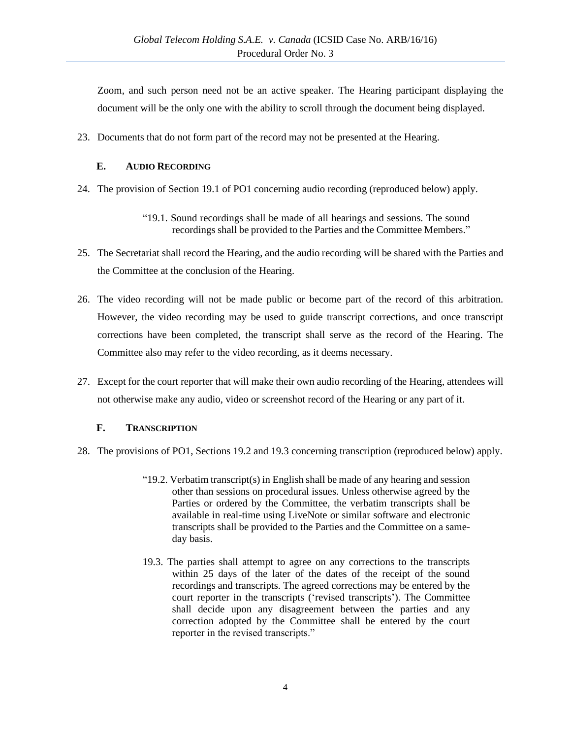Zoom, and such person need not be an active speaker. The Hearing participant displaying the document will be the only one with the ability to scroll through the document being displayed.

23. Documents that do not form part of the record may not be presented at the Hearing.

### E. Audio Recording

24. The provision of Section 19.1 of PO1 concerning audio recording (reproduced below) apply.

> "19.1. Sound recordings shall be made of all hearings and sessions. The sound recordings shall be provided to the Parties and the Committee Members."

25. The Secretariat shall record the Hearing, and the audio recording will be shared with the Parties and the Committee at the conclusion of the Hearing.

26. The video recording will not be made public or become part of the record of this arbitration. However, the video recording may be used to guide transcript corrections, and once transcript corrections have been completed, the transcript shall serve as the record of the Hearing. The Committee also may refer to the video recording, as it deems necessary.

27. Except for the court reporter that will make their own audio recording of the Hearing, attendees will not otherwise make any audio, video or screenshot record of the Hearing or any part of it.

### F. Transcription

28. The provisions of PO1, Sections 19.2 and 19.3 concerning transcription (reproduced below) apply.

> "19.2. Verbatim transcript(s) in English shall be made of any hearing and session other than sessions on procedural issues. Unless otherwise agreed by the Parties or ordered by the Committee, the verbatim transcripts shall be available in real-time using LiveNote or similar software and electronic transcripts shall be provided to the Parties and the Committee on a same-day basis.
>
> 19.3. The parties shall attempt to agree on any corrections to the transcripts within 25 days of the later of the dates of the receipt of the sound recordings and transcripts. The agreed corrections may be entered by the court reporter in the transcripts ('revised transcripts'). The Committee shall decide upon any disagreement between the parties and any correction adopted by the Committee shall be entered by the court reporter in the revised transcripts."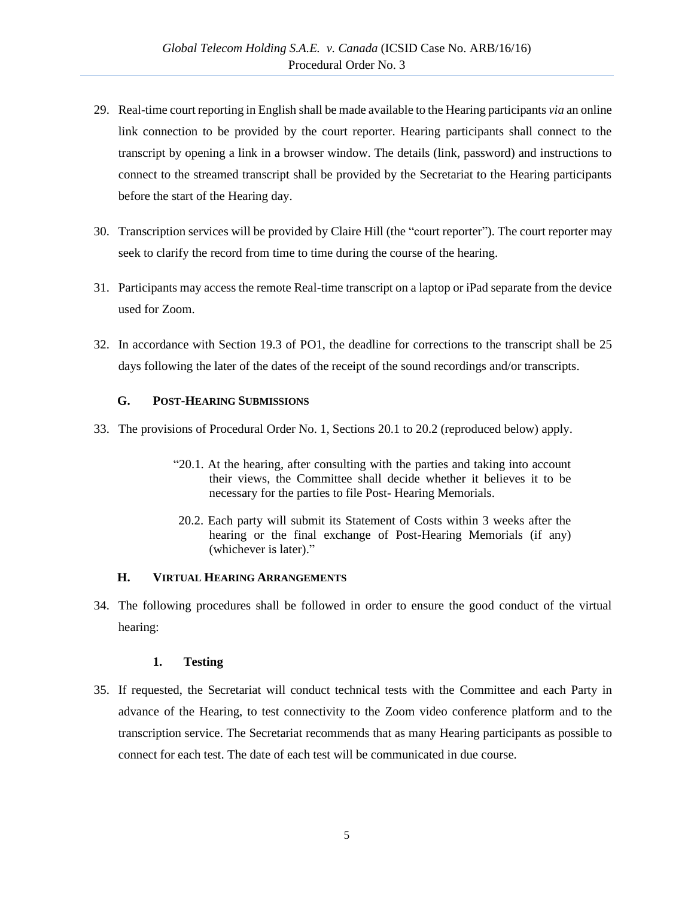29. Real-time court reporting in English shall be made available to the Hearing participants *via* an online link connection to be provided by the court reporter. Hearing participants shall connect to the transcript by opening a link in a browser window. The details (link, password) and instructions to connect to the streamed transcript shall be provided by the Secretariat to the Hearing participants before the start of the Hearing day.

30. Transcription services will be provided by Claire Hill (the "court reporter"). The court reporter may seek to clarify the record from time to time during the course of the hearing.

31. Participants may access the remote Real-time transcript on a laptop or iPad separate from the device used for Zoom.

32. In accordance with Section 19.3 of PO1, the deadline for corrections to the transcript shall be 25 days following the later of the dates of the receipt of the sound recordings and/or transcripts.

### G. Post-Hearing Submissions

33. The provisions of Procedural Order No. 1, Sections 20.1 to 20.2 (reproduced below) apply.

> "20.1. At the hearing, after consulting with the parties and taking into account their views, the Committee shall decide whether it believes it to be necessary for the parties to file Post- Hearing Memorials.
>
> 20.2. Each party will submit its Statement of Costs within 3 weeks after the hearing or the final exchange of Post-Hearing Memorials (if any) (whichever is later)."

### H. Virtual Hearing Arrangements

34. The following procedures shall be followed in order to ensure the good conduct of the virtual hearing:

#### 1. Testing

35. If requested, the Secretariat will conduct technical tests with the Committee and each Party in advance of the Hearing, to test connectivity to the Zoom video conference platform and to the transcription service. The Secretariat recommends that as many Hearing participants as possible to connect for each test. The date of each test will be communicated in due course.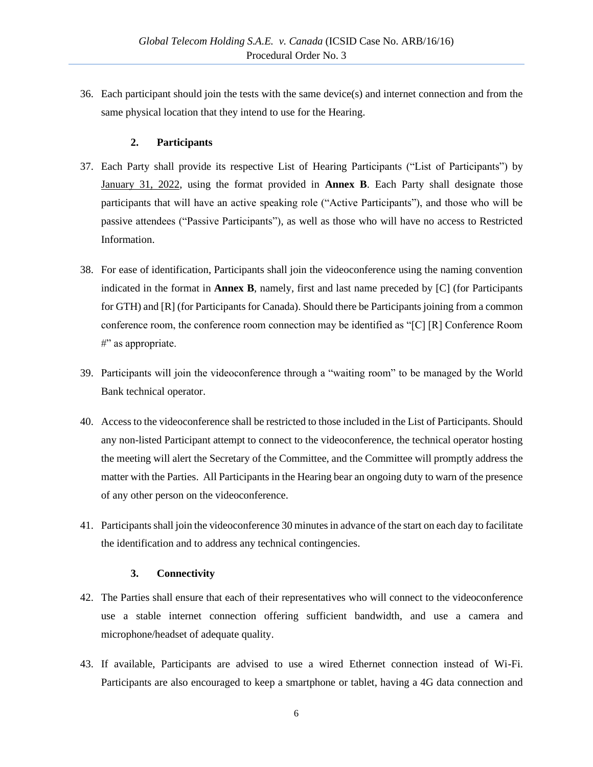36. Each participant should join the tests with the same device(s) and internet connection and from the same physical location that they intend to use for the Hearing.

### 2. Participants

37. Each Party shall provide its respective List of Hearing Participants ("List of Participants") by January 31, 2022, using the format provided in **Annex B**. Each Party shall designate those participants that will have an active speaking role ("Active Participants"), and those who will be passive attendees ("Passive Participants"), as well as those who will have no access to Restricted Information.

38. For ease of identification, Participants shall join the videoconference using the naming convention indicated in the format in **Annex B**, namely, first and last name preceded by [C] (for Participants for GTH) and [R] (for Participants for Canada). Should there be Participants joining from a common conference room, the conference room connection may be identified as "[C] [R] Conference Room #" as appropriate.

39. Participants will join the videoconference through a "waiting room" to be managed by the World Bank technical operator.

40. Access to the videoconference shall be restricted to those included in the List of Participants. Should any non-listed Participant attempt to connect to the videoconference, the technical operator hosting the meeting will alert the Secretary of the Committee, and the Committee will promptly address the matter with the Parties. All Participants in the Hearing bear an ongoing duty to warn of the presence of any other person on the videoconference.

41. Participants shall join the videoconference 30 minutes in advance of the start on each day to facilitate the identification and to address any technical contingencies.

### 3. Connectivity

42. The Parties shall ensure that each of their representatives who will connect to the videoconference use a stable internet connection offering sufficient bandwidth, and use a camera and microphone/headset of adequate quality.

43. If available, Participants are advised to use a wired Ethernet connection instead of Wi-Fi. Participants are also encouraged to keep a smartphone or tablet, having a 4G data connection and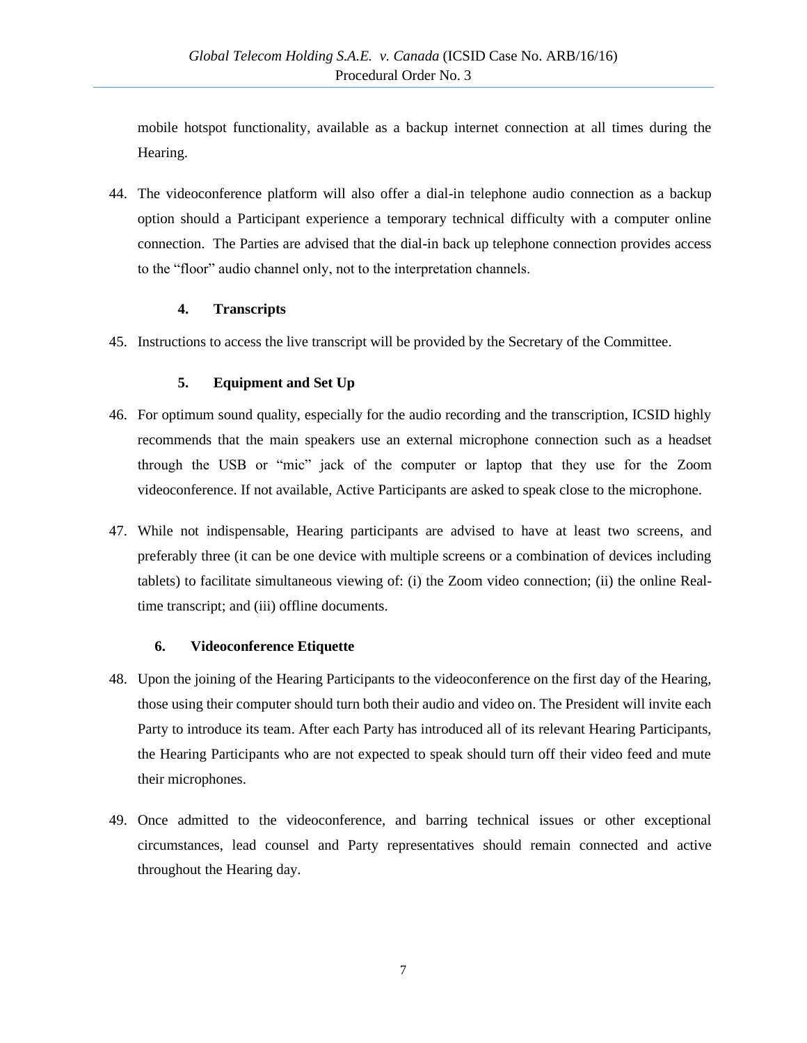mobile hotspot functionality, available as a backup internet connection at all times during the Hearing.

44. The videoconference platform will also offer a dial-in telephone audio connection as a backup option should a Participant experience a temporary technical difficulty with a computer online connection. The Parties are advised that the dial-in back up telephone connection provides access to the "floor" audio channel only, not to the interpretation channels.

### 4. Transcripts

45. Instructions to access the live transcript will be provided by the Secretary of the Committee.

### 5. Equipment and Set Up

46. For optimum sound quality, especially for the audio recording and the transcription, ICSID highly recommends that the main speakers use an external microphone connection such as a headset through the USB or "mic" jack of the computer or laptop that they use for the Zoom videoconference. If not available, Active Participants are asked to speak close to the microphone.

47. While not indispensable, Hearing participants are advised to have at least two screens, and preferably three (it can be one device with multiple screens or a combination of devices including tablets) to facilitate simultaneous viewing of: (i) the Zoom video connection; (ii) the online Real-time transcript; and (iii) offline documents.

### 6. Videoconference Etiquette

48. Upon the joining of the Hearing Participants to the videoconference on the first day of the Hearing, those using their computer should turn both their audio and video on. The President will invite each Party to introduce its team. After each Party has introduced all of its relevant Hearing Participants, the Hearing Participants who are not expected to speak should turn off their video feed and mute their microphones.

49. Once admitted to the videoconference, and barring technical issues or other exceptional circumstances, lead counsel and Party representatives should remain connected and active throughout the Hearing day.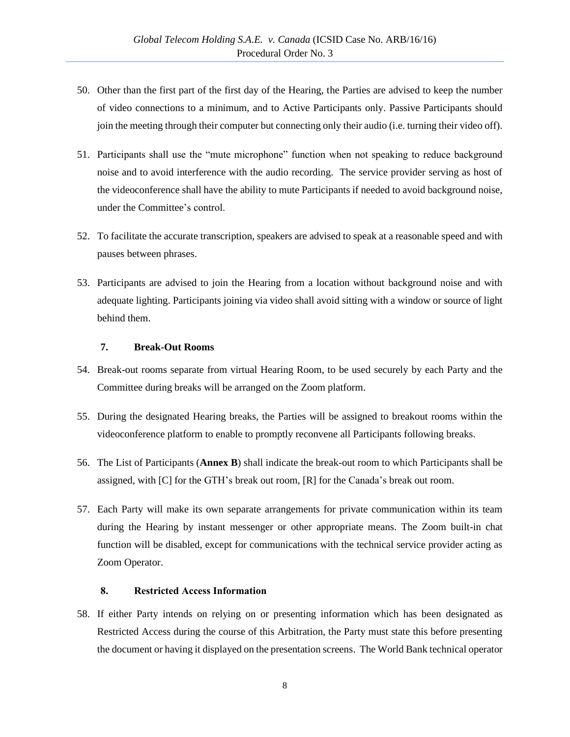50. Other than the first part of the first day of the Hearing, the Parties are advised to keep the number of video connections to a minimum, and to Active Participants only. Passive Participants should join the meeting through their computer but connecting only their audio (i.e. turning their video off).

51. Participants shall use the "mute microphone" function when not speaking to reduce background noise and to avoid interference with the audio recording. The service provider serving as host of the videoconference shall have the ability to mute Participants if needed to avoid background noise, under the Committee's control.

52. To facilitate the accurate transcription, speakers are advised to speak at a reasonable speed and with pauses between phrases.

53. Participants are advised to join the Hearing from a location without background noise and with adequate lighting. Participants joining via video shall avoid sitting with a window or source of light behind them.

### 7. Break-Out Rooms

54. Break-out rooms separate from virtual Hearing Room, to be used securely by each Party and the Committee during breaks will be arranged on the Zoom platform.

55. During the designated Hearing breaks, the Parties will be assigned to breakout rooms within the videoconference platform to enable to promptly reconvene all Participants following breaks.

56. The List of Participants (**Annex B**) shall indicate the break-out room to which Participants shall be assigned, with [C] for the GTH's break out room, [R] for the Canada's break out room.

57. Each Party will make its own separate arrangements for private communication within its team during the Hearing by instant messenger or other appropriate means. The Zoom built-in chat function will be disabled, except for communications with the technical service provider acting as Zoom Operator.

### 8. Restricted Access Information

58. If either Party intends on relying on or presenting information which has been designated as Restricted Access during the course of this Arbitration, the Party must state this before presenting the document or having it displayed on the presentation screens. The World Bank technical operator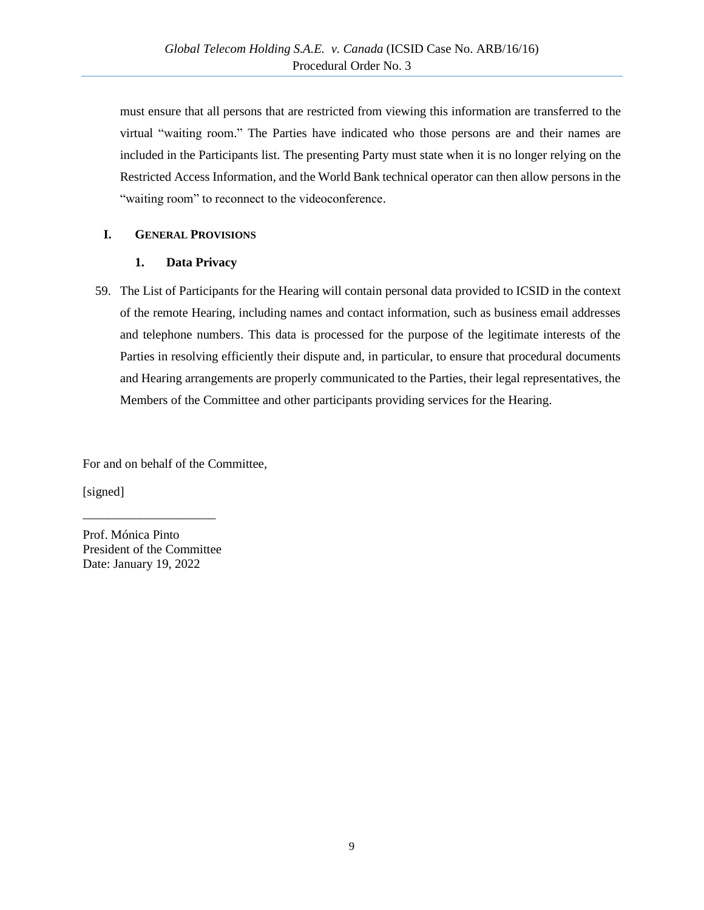must ensure that all persons that are restricted from viewing this information are transferred to the virtual "waiting room." The Parties have indicated who those persons are and their names are included in the Participants list. The presenting Party must state when it is no longer relying on the Restricted Access Information, and the World Bank technical operator can then allow persons in the "waiting room" to reconnect to the videoconference.

## I. GENERAL PROVISIONS

### 1. Data Privacy

59. The List of Participants for the Hearing will contain personal data provided to ICSID in the context of the remote Hearing, including names and contact information, such as business email addresses and telephone numbers. This data is processed for the purpose of the legitimate interests of the Parties in resolving efficiently their dispute and, in particular, to ensure that procedural documents and Hearing arrangements are properly communicated to the Parties, their legal representatives, the Members of the Committee and other participants providing services for the Hearing.

For and on behalf of the Committee,

[signed]

____________________

Prof. Mónica Pinto
President of the Committee
Date: January 19, 2022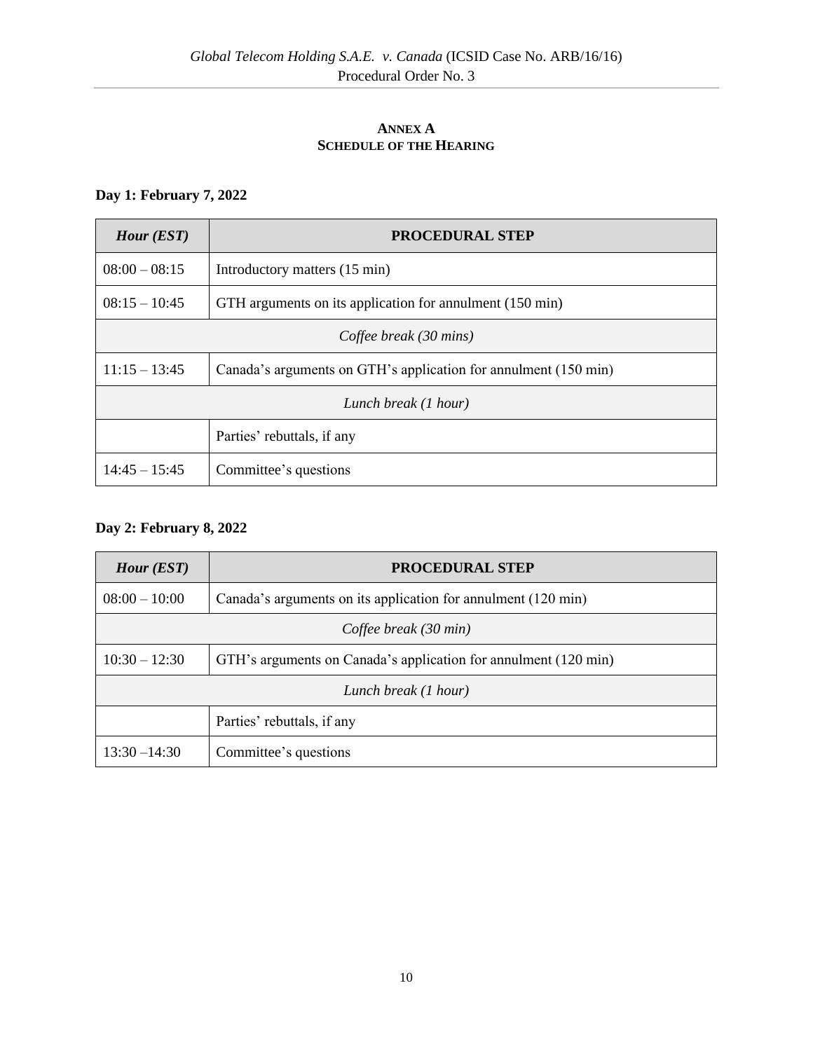**ANNEX A**
**SCHEDULE OF THE HEARING**

**Day 1: February 7, 2022**

| *Hour (EST)* | **PROCEDURAL STEP** |
| --- | --- |
| 08:00 – 08:15 | Introductory matters (15 min) |
| 08:15 – 10:45 | GTH arguments on its application for annulment (150 min) |
| *Coffee break (30 mins)* | |
| 11:15 – 13:45 | Canada's arguments on GTH's application for annulment (150 min) |
| *Lunch break (1 hour)* | |
| | Parties' rebuttals, if any |
| 14:45 – 15:45 | Committee's questions |

**Day 2: February 8, 2022**

| *Hour (EST)* | **PROCEDURAL STEP** |
| --- | --- |
| 08:00 – 10:00 | Canada's arguments on its application for annulment (120 min) |
| *Coffee break (30 min)* | |
| 10:30 – 12:30 | GTH's arguments on Canada's application for annulment (120 min) |
| *Lunch break (1 hour)* | |
| | Parties' rebuttals, if any |
| 13:30 –14:30 | Committee's questions |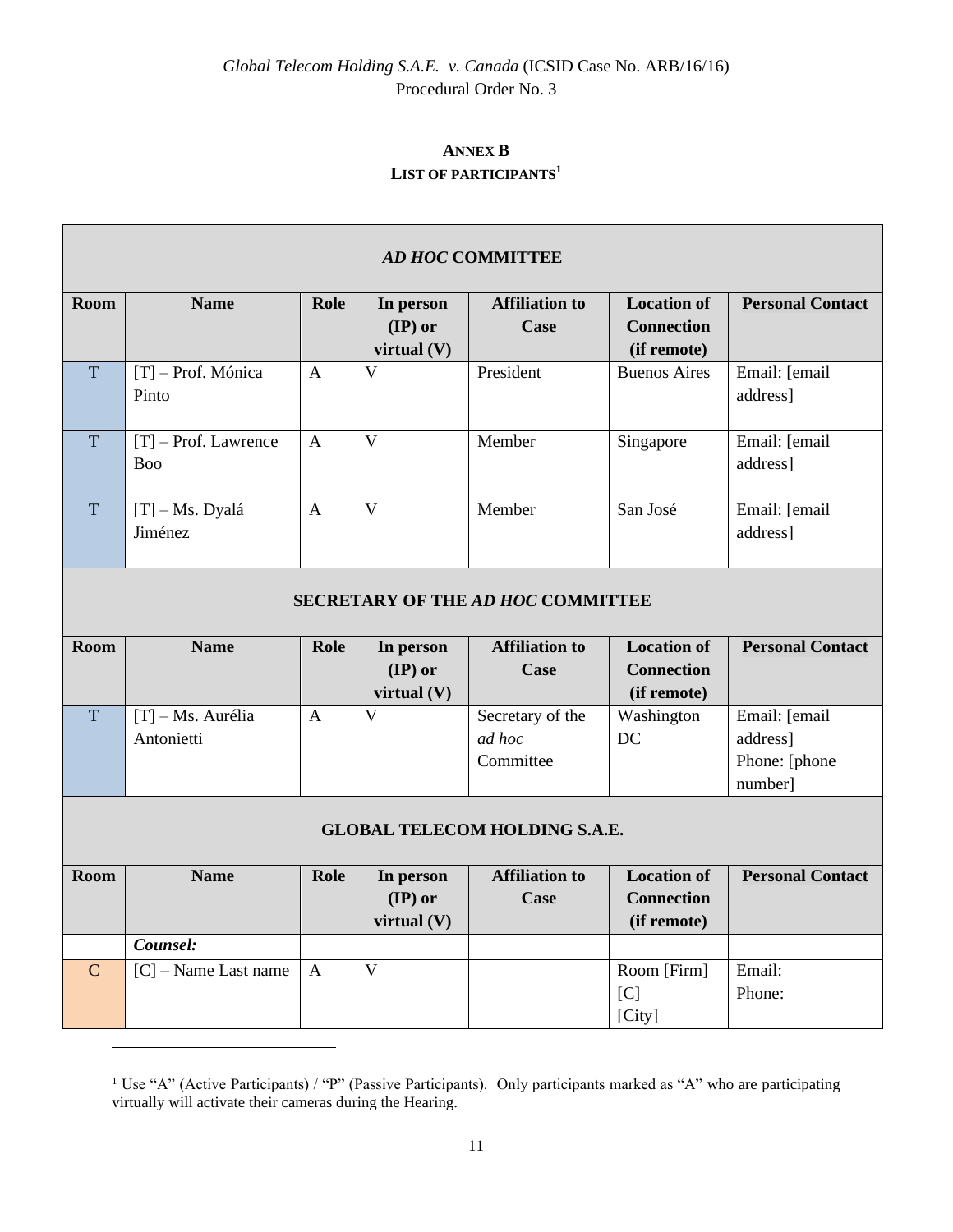**ANNEX B**
**LIST OF PARTICIPANTS**[1]

| *AD HOC* COMMITTEE | | | | | | |
|---|---|---|---|---|---|---|
| **Room** | **Name** | **Role** | **In person (IP) or virtual (V)** | **Affiliation to Case** | **Location of Connection (if remote)** | **Personal Contact** |
| T | [T] – Prof. Mónica Pinto | A | V | President | Buenos Aires | Email: [email address] |
| T | [T] – Prof. Lawrence Boo | A | V | Member | Singapore | Email: [email address] |
| T | [T] – Ms. Dyalá Jiménez | A | V | Member | San José | Email: [email address] |
| **SECRETARY OF THE *AD HOC* COMMITTEE** | | | | | | |
| **Room** | **Name** | **Role** | **In person (IP) or virtual (V)** | **Affiliation to Case** | **Location of Connection (if remote)** | **Personal Contact** |
| T | [T] – Ms. Aurélia Antonietti | A | V | Secretary of the *ad hoc* Committee | Washington DC | Email: [email address] Phone: [phone number] |
| **GLOBAL TELECOM HOLDING S.A.E.** | | | | | | |
| **Room** | **Name** | **Role** | **In person (IP) or virtual (V)** | **Affiliation to Case** | **Location of Connection (if remote)** | **Personal Contact** |
| | ***Counsel:*** | | | | | |
| C | [C] – Name Last name | A | V | | Room [Firm] [C] [City] | Email: Phone: |

[1] Use "A" (Active Participants) / "P" (Passive Participants). Only participants marked as "A" who are participating virtually will activate their cameras during the Hearing.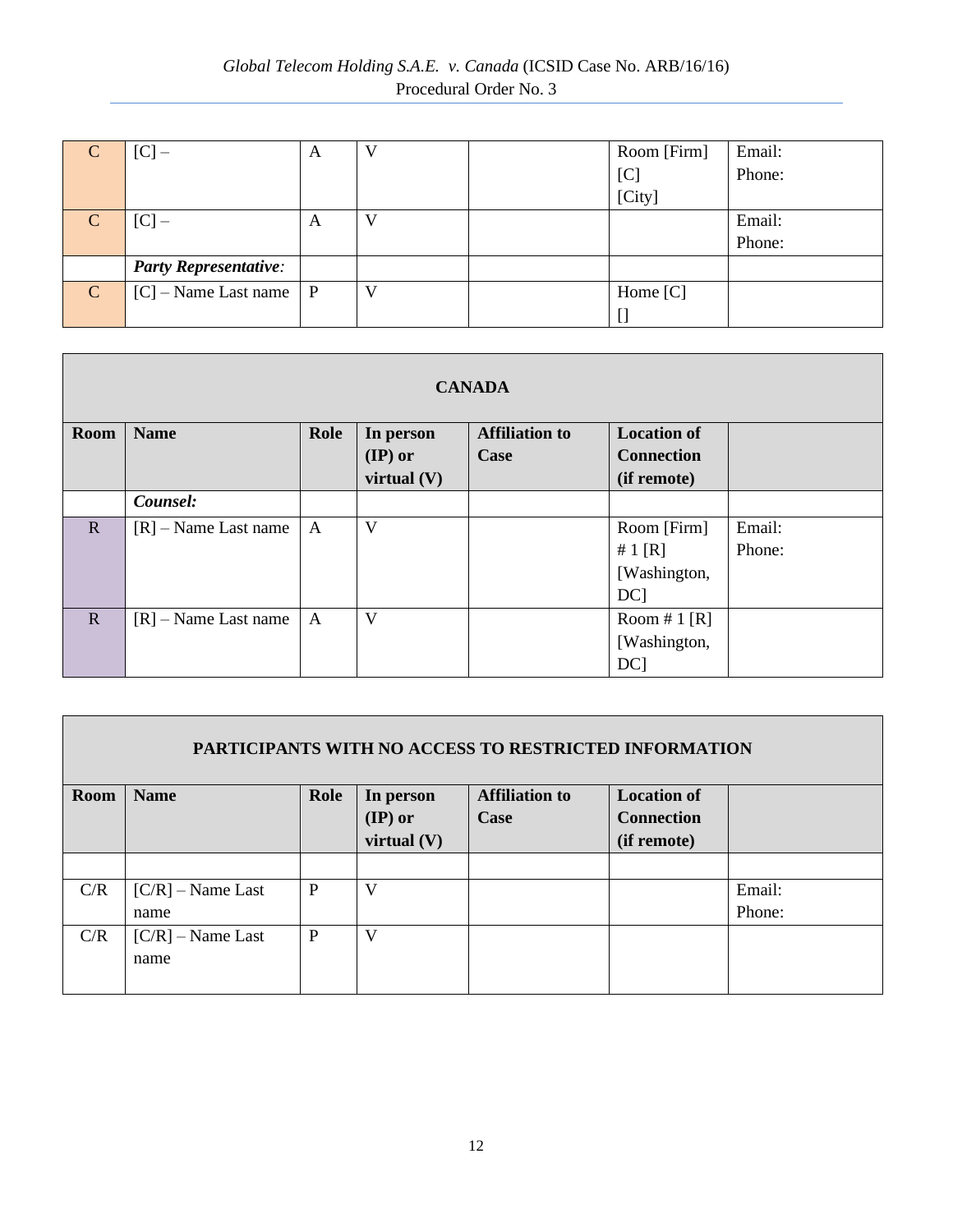| | | | | | | |
|---|---|---|---|---|---|---|
| C | [C] – | A | V | | Room [Firm] [C] [City] | Email: Phone: |
| C | [C] – | A | V | | | Email: Phone: |
| | ***Party Representative:*** | | | | | |
| C | [C] – Name Last name | P | V | | Home [C] [] | |

| CANADA | | | | | | |
|---|---|---|---|---|---|---|
| **Room** | **Name** | **Role** | **In person (IP) or virtual (V)** | **Affiliation to Case** | **Location of Connection (if remote)** | |
| | ***Counsel:*** | | | | | |
| R | [R] – Name Last name | A | V | | Room [Firm] # 1 [R] [Washington, DC] | Email: Phone: |
| R | [R] – Name Last name | A | V | | Room # 1 [R] [Washington, DC] | |

| PARTICIPANTS WITH NO ACCESS TO RESTRICTED INFORMATION | | | | | | |
|---|---|---|---|---|---|---|
| **Room** | **Name** | **Role** | **In person (IP) or virtual (V)** | **Affiliation to Case** | **Location of Connection (if remote)** | |
| | | | | | | |
| C/R | [C/R] – Name Last name | P | V | | | Email: Phone: |
| C/R | [C/R] – Name Last name | P | V | | | |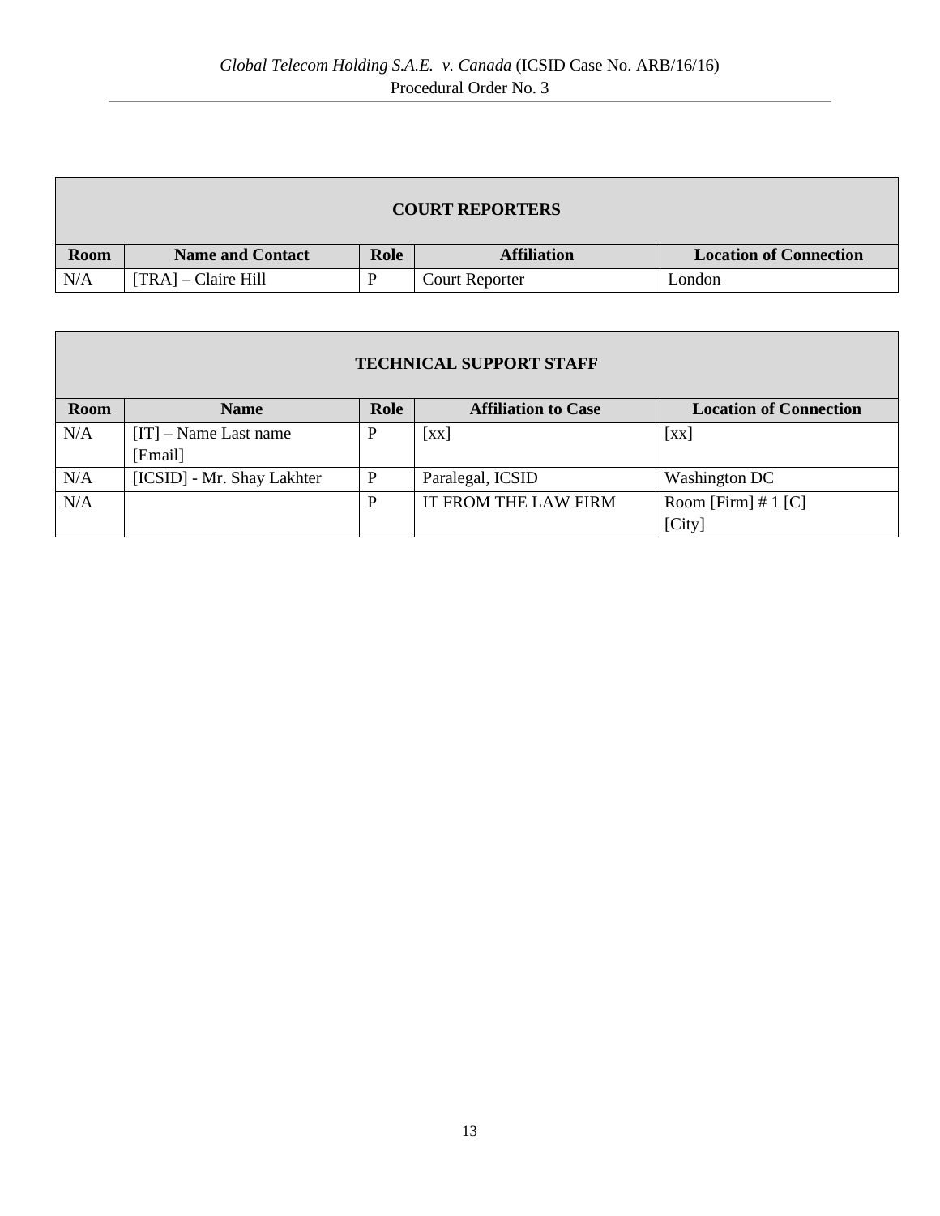| COURT REPORTERS | | | | |
|---|---|---|---|---|
| **Room** | **Name and Contact** | **Role** | **Affiliation** | **Location of Connection** |
| N/A | [TRA] – Claire Hill | P | Court Reporter | London |

| TECHNICAL SUPPORT STAFF | | | | |
|---|---|---|---|---|
| **Room** | **Name** | **Role** | **Affiliation to Case** | **Location of Connection** |
| N/A | [IT] – Name Last name [Email] | P | [xx] | [xx] |
| N/A | [ICSID] - Mr. Shay Lakhter | P | Paralegal, ICSID | Washington DC |
| N/A | | P | IT FROM THE LAW FIRM | Room [Firm] # 1 [C] [City] |